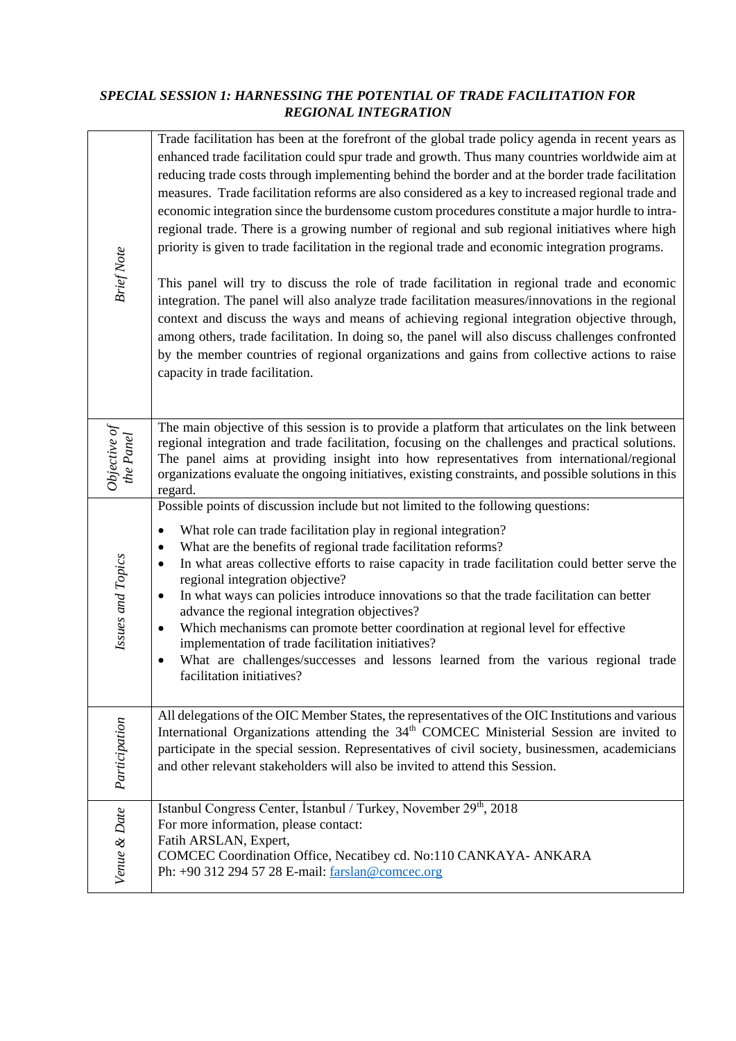### *SPECIAL SESSION 1: HARNESSING THE POTENTIAL OF TRADE FACILITATION FOR REGIONAL INTEGRATION*

| | |
|---|---|
| *Brief Note* | Trade facilitation has been at the forefront of the global trade policy agenda in recent years as enhanced trade facilitation could spur trade and growth. Thus many countries worldwide aim at reducing trade costs through implementing behind the border and at the border trade facilitation measures. Trade facilitation reforms are also considered as a key to increased regional trade and economic integration since the burdensome custom procedures constitute a major hurdle to intra-regional trade. There is a growing number of regional and sub regional initiatives where high priority is given to trade facilitation in the regional trade and economic integration programs.<br><br>This panel will try to discuss the role of trade facilitation in regional trade and economic integration. The panel will also analyze trade facilitation measures/innovations in the regional context and discuss the ways and means of achieving regional integration objective through, among others, trade facilitation. In doing so, the panel will also discuss challenges confronted by the member countries of regional organizations and gains from collective actions to raise capacity in trade facilitation. |
| *Objective of the Panel* | The main objective of this session is to provide a platform that articulates on the link between regional integration and trade facilitation, focusing on the challenges and practical solutions. The panel aims at providing insight into how representatives from international/regional organizations evaluate the ongoing initiatives, existing constraints, and possible solutions in this regard. |
| *Issues and Topics* | Possible points of discussion include but not limited to the following questions:<br><br>• What role can trade facilitation play in regional integration?<br>• What are the benefits of regional trade facilitation reforms?<br>• In what areas collective efforts to raise capacity in trade facilitation could better serve the regional integration objective?<br>• In what ways can policies introduce innovations so that the trade facilitation can better advance the regional integration objectives?<br>• Which mechanisms can promote better coordination at regional level for effective implementation of trade facilitation initiatives?<br>• What are challenges/successes and lessons learned from the various regional trade facilitation initiatives? |
| *Participation* | All delegations of the OIC Member States, the representatives of the OIC Institutions and various International Organizations attending the 34th COMCEC Ministerial Session are invited to participate in the special session. Representatives of civil society, businessmen, academicians and other relevant stakeholders will also be invited to attend this Session. |
| *Venue & Date* | Istanbul Congress Center, İstanbul / Turkey, November 29th, 2018<br>For more information, please contact:<br>Fatih ARSLAN, Expert,<br>COMCEC Coordination Office, Necatibey cd. No:110 CANKAYA- ANKARA<br>Ph: +90 312 294 57 28 E-mail: farslan@comcec.org |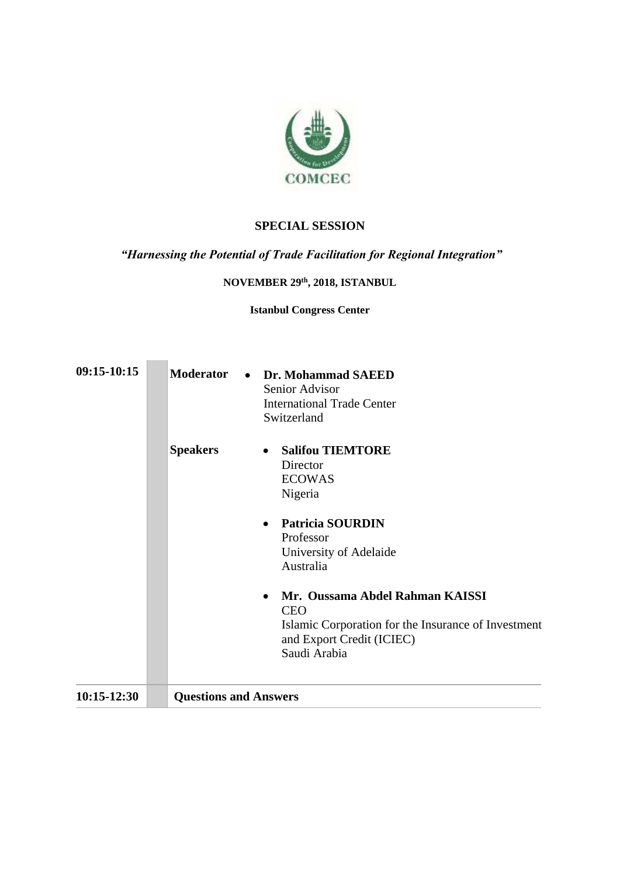COMCEC

Cooperation for Development

## SPECIAL SESSION

***"Harnessing the Potential of Trade Facilitation for Regional Integration"***

**NOVEMBER 29th, 2018, ISTANBUL**

**Istanbul Congress Center**

| | | |
|---|---|---|
| **09:15-10:15** | **Moderator** | • **Dr. Mohammad SAEED**<br>Senior Advisor<br>International Trade Center<br>Switzerland |
| | **Speakers** | • **Salifou TIEMTORE**<br>Director<br>ECOWAS<br>Nigeria<br><br>• **Patricia SOURDIN**<br>Professor<br>University of Adelaide<br>Australia<br><br>• **Mr. Oussama Abdel Rahman KAISSI**<br>CEO<br>Islamic Corporation for the Insurance of Investment and Export Credit (ICIEC)<br>Saudi Arabia |
| **10:15-12:30** | **Questions and Answers** | |